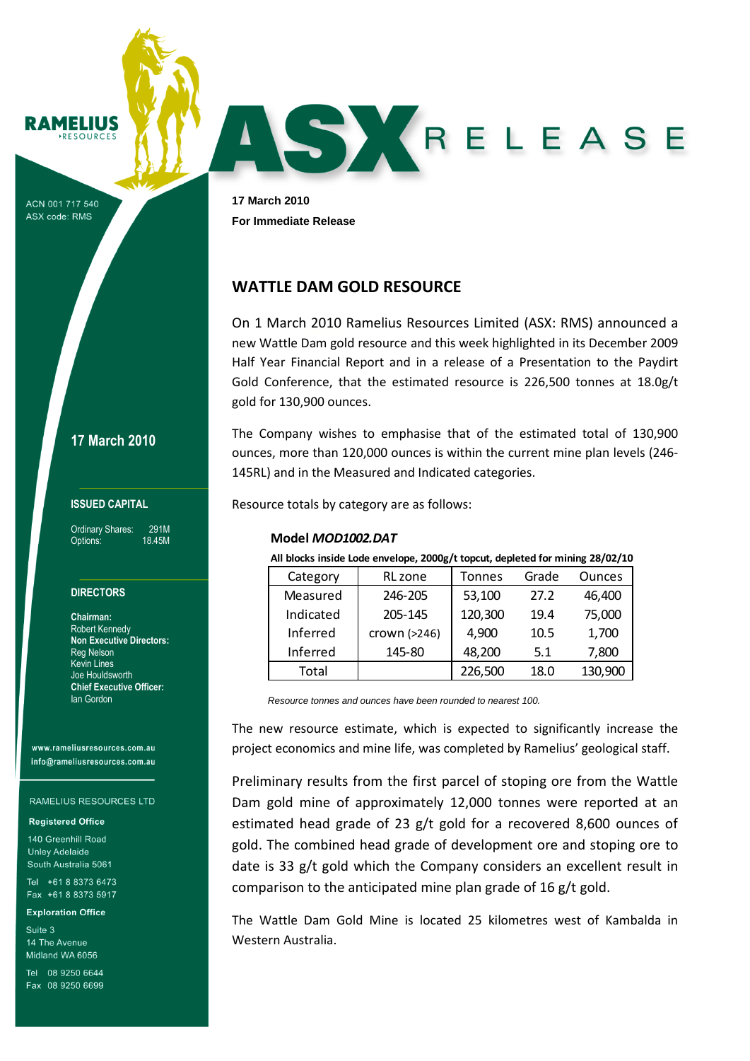RAMELIUS RESOURCES

ACN 001 717 540
ASX code: RMS

# ASX RELEASE

**17 March 2010**
**For Immediate Release**

**17 March 2010**

**ISSUED CAPITAL**

Ordinary Shares: 291M
Options: 18.45M

**DIRECTORS**

**Chairman:**
Robert Kennedy
**Non Executive Directors:**
Reg Nelson
Kevin Lines
Joe Houldsworth
**Chief Executive Officer:**
Ian Gordon

www.rameliusresources.com.au
info@rameliusresources.com.au

RAMELIUS RESOURCES LTD

**Registered Office**

140 Greenhill Road
Unley Adelaide
South Australia 5061

Tel +61 8 8373 6473
Fax +61 8 8373 5917

**Exploration Office**

Suite 3
14 The Avenue
Midland WA 6056

Tel 08 9250 6644
Fax 08 9250 6699

## WATTLE DAM GOLD RESOURCE

On 1 March 2010 Ramelius Resources Limited (ASX: RMS) announced a new Wattle Dam gold resource and this week highlighted in its December 2009 Half Year Financial Report and in a release of a Presentation to the Paydirt Gold Conference, that the estimated resource is 226,500 tonnes at 18.0g/t gold for 130,900 ounces.

The Company wishes to emphasise that of the estimated total of 130,900 ounces, more than 120,000 ounces is within the current mine plan levels (246-145RL) and in the Measured and Indicated categories.

Resource totals by category are as follows:

**Model *MOD1002.DAT***

**All blocks inside Lode envelope, 2000g/t topcut, depleted for mining 28/02/10**

| Category | RL zone | Tonnes | Grade | Ounces |
|---|---|---|---|---|
| Measured | 246-205 | 53,100 | 27.2 | 46,400 |
| Indicated | 205-145 | 120,300 | 19.4 | 75,000 |
| Inferred | crown (>246) | 4,900 | 10.5 | 1,700 |
| Inferred | 145-80 | 48,200 | 5.1 | 7,800 |
| Total | | 226,500 | 18.0 | 130,900 |

*Resource tonnes and ounces have been rounded to nearest 100.*

The new resource estimate, which is expected to significantly increase the project economics and mine life, was completed by Ramelius' geological staff.

Preliminary results from the first parcel of stoping ore from the Wattle Dam gold mine of approximately 12,000 tonnes were reported at an estimated head grade of 23 g/t gold for a recovered 8,600 ounces of gold. The combined head grade of development ore and stoping ore to date is 33 g/t gold which the Company considers an excellent result in comparison to the anticipated mine plan grade of 16 g/t gold.

The Wattle Dam Gold Mine is located 25 kilometres west of Kambalda in Western Australia.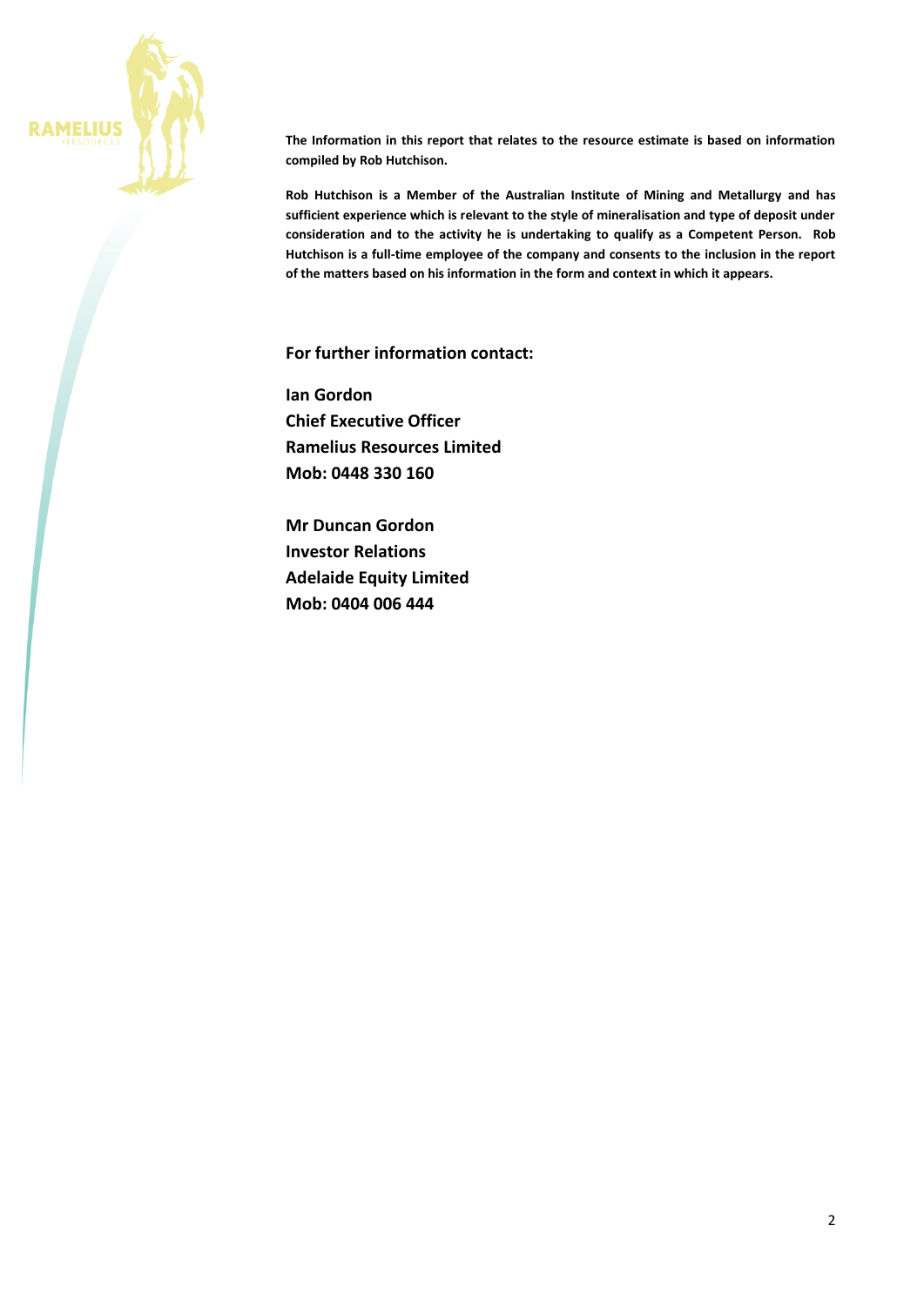**The Information in this report that relates to the resource estimate is based on information compiled by Rob Hutchison.**

**Rob Hutchison is a Member of the Australian Institute of Mining and Metallurgy and has sufficient experience which is relevant to the style of mineralisation and type of deposit under consideration and to the activity he is undertaking to qualify as a Competent Person. Rob Hutchison is a full-time employee of the company and consents to the inclusion in the report of the matters based on his information in the form and context in which it appears.**

**For further information contact:**

**Ian Gordon**
**Chief Executive Officer**
**Ramelius Resources Limited**
**Mob: 0448 330 160**

**Mr Duncan Gordon**
**Investor Relations**
**Adelaide Equity Limited**
**Mob: 0404 006 444**